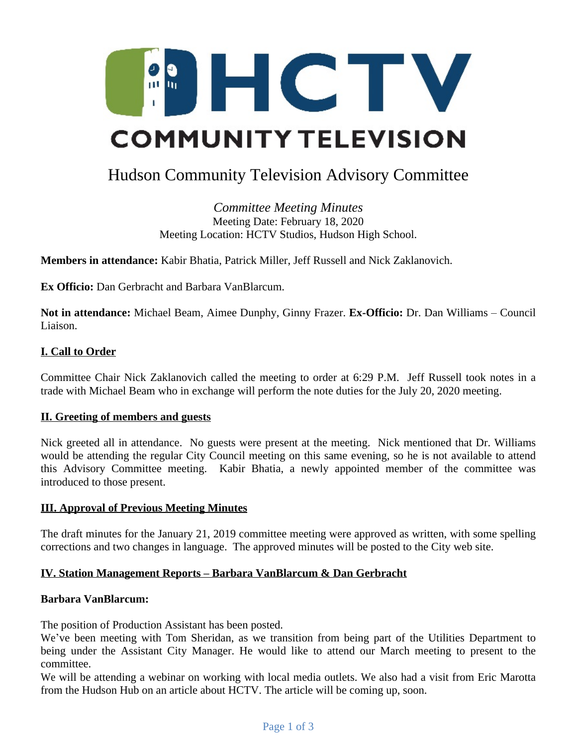# HCTV COMMUNITY TELEVISION

## Hudson Community Television Advisory Committee

*Committee Meeting Minutes*
Meeting Date: February 18, 2020
Meeting Location: HCTV Studios, Hudson High School.

**Members in attendance:** Kabir Bhatia, Patrick Miller, Jeff Russell and Nick Zaklanovich.

**Ex Officio:** Dan Gerbracht and Barbara VanBlarcum.

**Not in attendance:** Michael Beam, Aimee Dunphy, Ginny Frazer. **Ex-Officio:** Dr. Dan Williams – Council Liaison.

### I. Call to Order

Committee Chair Nick Zaklanovich called the meeting to order at 6:29 P.M. Jeff Russell took notes in a trade with Michael Beam who in exchange will perform the note duties for the July 20, 2020 meeting.

### II. Greeting of members and guests

Nick greeted all in attendance. No guests were present at the meeting. Nick mentioned that Dr. Williams would be attending the regular City Council meeting on this same evening, so he is not available to attend this Advisory Committee meeting. Kabir Bhatia, a newly appointed member of the committee was introduced to those present.

### III. Approval of Previous Meeting Minutes

The draft minutes for the January 21, 2019 committee meeting were approved as written, with some spelling corrections and two changes in language. The approved minutes will be posted to the City web site.

### IV. Station Management Reports – Barbara VanBlarcum & Dan Gerbracht

**Barbara VanBlarcum:**

The position of Production Assistant has been posted.
We've been meeting with Tom Sheridan, as we transition from being part of the Utilities Department to being under the Assistant City Manager. He would like to attend our March meeting to present to the committee.
We will be attending a webinar on working with local media outlets. We also had a visit from Eric Marotta from the Hudson Hub on an article about HCTV. The article will be coming up, soon.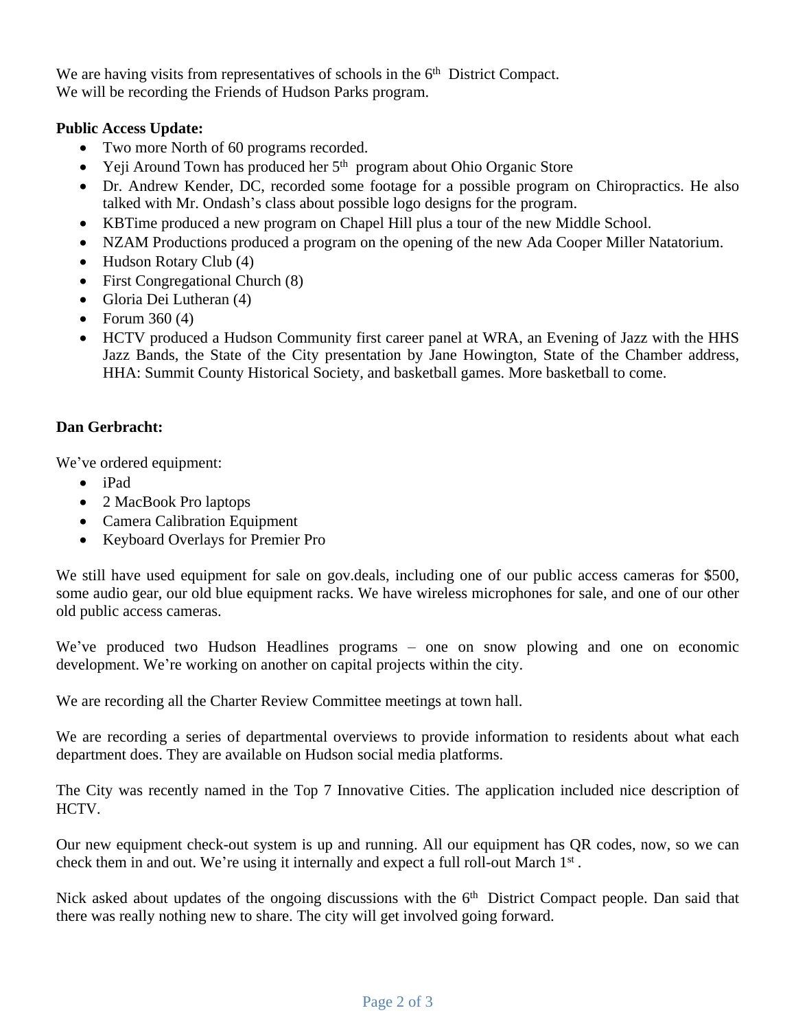We are having visits from representatives of schools in the 6th District Compact.
We will be recording the Friends of Hudson Parks program.

**Public Access Update:**

- Two more North of 60 programs recorded.
- Yeji Around Town has produced her 5th program about Ohio Organic Store
- Dr. Andrew Kender, DC, recorded some footage for a possible program on Chiropractics. He also talked with Mr. Ondash's class about possible logo designs for the program.
- KBTime produced a new program on Chapel Hill plus a tour of the new Middle School.
- NZAM Productions produced a program on the opening of the new Ada Cooper Miller Natatorium.
- Hudson Rotary Club (4)
- First Congregational Church (8)
- Gloria Dei Lutheran (4)
- Forum 360 (4)
- HCTV produced a Hudson Community first career panel at WRA, an Evening of Jazz with the HHS Jazz Bands, the State of the City presentation by Jane Howington, State of the Chamber address, HHA: Summit County Historical Society, and basketball games. More basketball to come.

**Dan Gerbracht:**

We've ordered equipment:

- iPad
- 2 MacBook Pro laptops
- Camera Calibration Equipment
- Keyboard Overlays for Premier Pro

We still have used equipment for sale on gov.deals, including one of our public access cameras for $500, some audio gear, our old blue equipment racks. We have wireless microphones for sale, and one of our other old public access cameras.

We've produced two Hudson Headlines programs – one on snow plowing and one on economic development. We're working on another on capital projects within the city.

We are recording all the Charter Review Committee meetings at town hall.

We are recording a series of departmental overviews to provide information to residents about what each department does. They are available on Hudson social media platforms.

The City was recently named in the Top 7 Innovative Cities. The application included nice description of HCTV.

Our new equipment check-out system is up and running. All our equipment has QR codes, now, so we can check them in and out. We're using it internally and expect a full roll-out March 1st.

Nick asked about updates of the ongoing discussions with the 6th District Compact people. Dan said that there was really nothing new to share. The city will get involved going forward.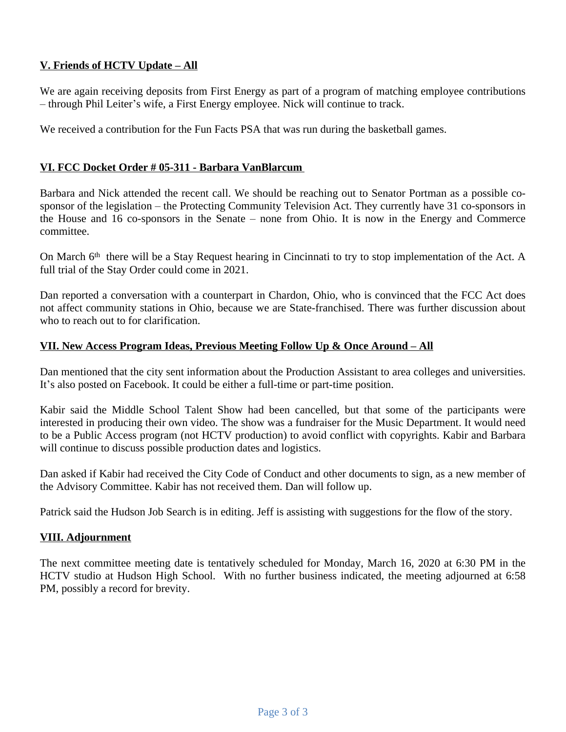## V. Friends of HCTV Update – All

We are again receiving deposits from First Energy as part of a program of matching employee contributions – through Phil Leiter's wife, a First Energy employee. Nick will continue to track.

We received a contribution for the Fun Facts PSA that was run during the basketball games.

## VI. FCC Docket Order # 05-311 - Barbara VanBlarcum

Barbara and Nick attended the recent call. We should be reaching out to Senator Portman as a possible co-sponsor of the legislation – the Protecting Community Television Act. They currently have 31 co-sponsors in the House and 16 co-sponsors in the Senate – none from Ohio. It is now in the Energy and Commerce committee.

On March 6th there will be a Stay Request hearing in Cincinnati to try to stop implementation of the Act. A full trial of the Stay Order could come in 2021.

Dan reported a conversation with a counterpart in Chardon, Ohio, who is convinced that the FCC Act does not affect community stations in Ohio, because we are State-franchised. There was further discussion about who to reach out to for clarification.

## VII. New Access Program Ideas, Previous Meeting Follow Up & Once Around – All

Dan mentioned that the city sent information about the Production Assistant to area colleges and universities. It's also posted on Facebook. It could be either a full-time or part-time position.

Kabir said the Middle School Talent Show had been cancelled, but that some of the participants were interested in producing their own video. The show was a fundraiser for the Music Department. It would need to be a Public Access program (not HCTV production) to avoid conflict with copyrights. Kabir and Barbara will continue to discuss possible production dates and logistics.

Dan asked if Kabir had received the City Code of Conduct and other documents to sign, as a new member of the Advisory Committee. Kabir has not received them. Dan will follow up.

Patrick said the Hudson Job Search is in editing. Jeff is assisting with suggestions for the flow of the story.

## VIII. Adjournment

The next committee meeting date is tentatively scheduled for Monday, March 16, 2020 at 6:30 PM in the HCTV studio at Hudson High School. With no further business indicated, the meeting adjourned at 6:58 PM, possibly a record for brevity.